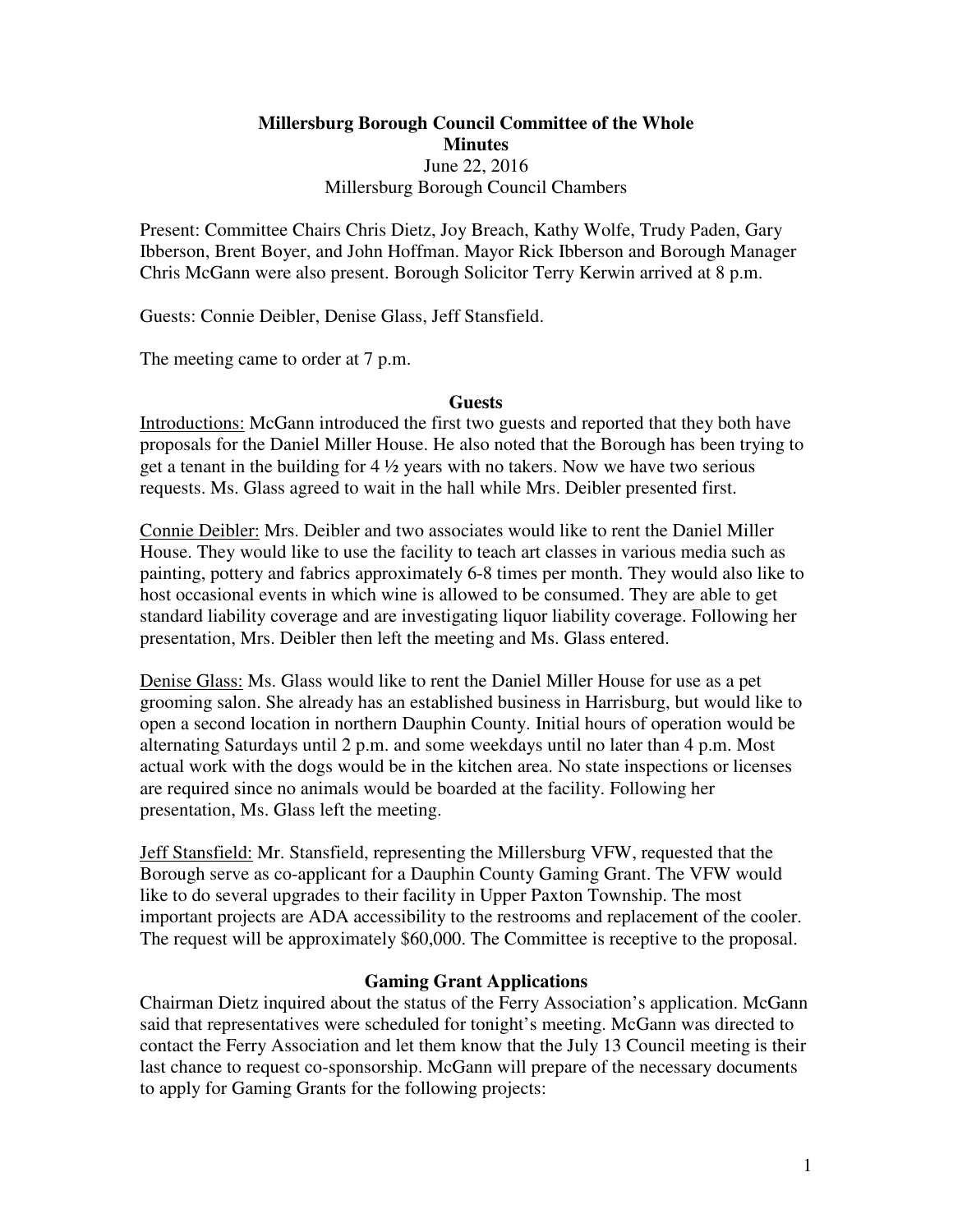**Millersburg Borough Council Committee of the Whole**
**Minutes**
June 22, 2016
Millersburg Borough Council Chambers

Present: Committee Chairs Chris Dietz, Joy Breach, Kathy Wolfe, Trudy Paden, Gary Ibberson, Brent Boyer, and John Hoffman. Mayor Rick Ibberson and Borough Manager Chris McGann were also present. Borough Solicitor Terry Kerwin arrived at 8 p.m.

Guests: Connie Deibler, Denise Glass, Jeff Stansfield.

The meeting came to order at 7 p.m.

## Guests

Introductions: McGann introduced the first two guests and reported that they both have proposals for the Daniel Miller House. He also noted that the Borough has been trying to get a tenant in the building for 4 ½ years with no takers. Now we have two serious requests. Ms. Glass agreed to wait in the hall while Mrs. Deibler presented first.

Connie Deibler: Mrs. Deibler and two associates would like to rent the Daniel Miller House. They would like to use the facility to teach art classes in various media such as painting, pottery and fabrics approximately 6-8 times per month. They would also like to host occasional events in which wine is allowed to be consumed. They are able to get standard liability coverage and are investigating liquor liability coverage. Following her presentation, Mrs. Deibler then left the meeting and Ms. Glass entered.

Denise Glass: Ms. Glass would like to rent the Daniel Miller House for use as a pet grooming salon. She already has an established business in Harrisburg, but would like to open a second location in northern Dauphin County. Initial hours of operation would be alternating Saturdays until 2 p.m. and some weekdays until no later than 4 p.m. Most actual work with the dogs would be in the kitchen area. No state inspections or licenses are required since no animals would be boarded at the facility. Following her presentation, Ms. Glass left the meeting.

Jeff Stansfield: Mr. Stansfield, representing the Millersburg VFW, requested that the Borough serve as co-applicant for a Dauphin County Gaming Grant. The VFW would like to do several upgrades to their facility in Upper Paxton Township. The most important projects are ADA accessibility to the restrooms and replacement of the cooler. The request will be approximately $60,000. The Committee is receptive to the proposal.

## Gaming Grant Applications

Chairman Dietz inquired about the status of the Ferry Association's application. McGann said that representatives were scheduled for tonight's meeting. McGann was directed to contact the Ferry Association and let them know that the July 13 Council meeting is their last chance to request co-sponsorship. McGann will prepare of the necessary documents to apply for Gaming Grants for the following projects: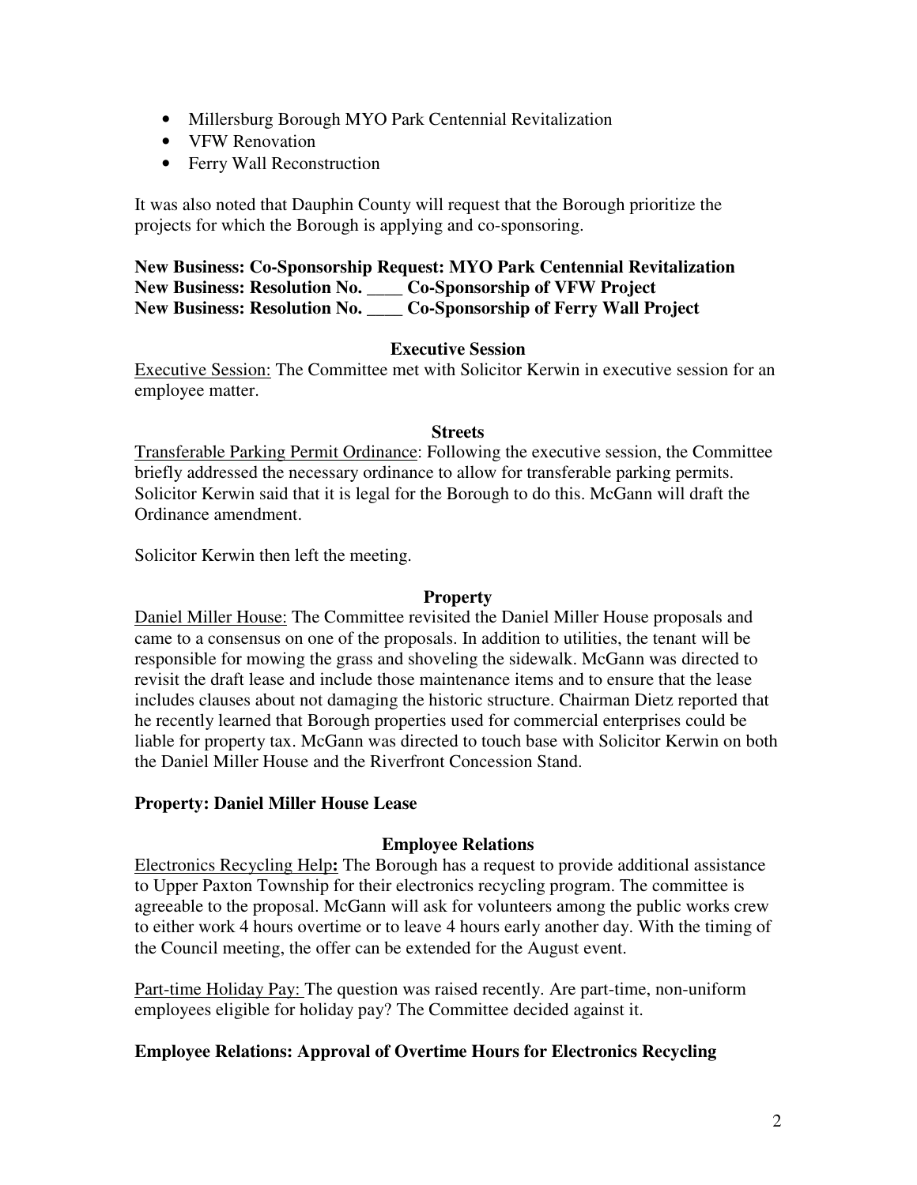- Millersburg Borough MYO Park Centennial Revitalization
- VFW Renovation
- Ferry Wall Reconstruction

It was also noted that Dauphin County will request that the Borough prioritize the projects for which the Borough is applying and co-sponsoring.

**New Business: Co-Sponsorship Request: MYO Park Centennial Revitalization**
**New Business: Resolution No. ____ Co-Sponsorship of VFW Project**
**New Business: Resolution No. ____ Co-Sponsorship of Ferry Wall Project**

### Executive Session

Executive Session: The Committee met with Solicitor Kerwin in executive session for an employee matter.

### Streets

Transferable Parking Permit Ordinance: Following the executive session, the Committee briefly addressed the necessary ordinance to allow for transferable parking permits. Solicitor Kerwin said that it is legal for the Borough to do this. McGann will draft the Ordinance amendment.

Solicitor Kerwin then left the meeting.

### Property

Daniel Miller House: The Committee revisited the Daniel Miller House proposals and came to a consensus on one of the proposals. In addition to utilities, the tenant will be responsible for mowing the grass and shoveling the sidewalk. McGann was directed to revisit the draft lease and include those maintenance items and to ensure that the lease includes clauses about not damaging the historic structure. Chairman Dietz reported that he recently learned that Borough properties used for commercial enterprises could be liable for property tax. McGann was directed to touch base with Solicitor Kerwin on both the Daniel Miller House and the Riverfront Concession Stand.

**Property: Daniel Miller House Lease**

### Employee Relations

Electronics Recycling Help**:** The Borough has a request to provide additional assistance to Upper Paxton Township for their electronics recycling program. The committee is agreeable to the proposal. McGann will ask for volunteers among the public works crew to either work 4 hours overtime or to leave 4 hours early another day. With the timing of the Council meeting, the offer can be extended for the August event.

Part-time Holiday Pay: The question was raised recently. Are part-time, non-uniform employees eligible for holiday pay? The Committee decided against it.

**Employee Relations: Approval of Overtime Hours for Electronics Recycling**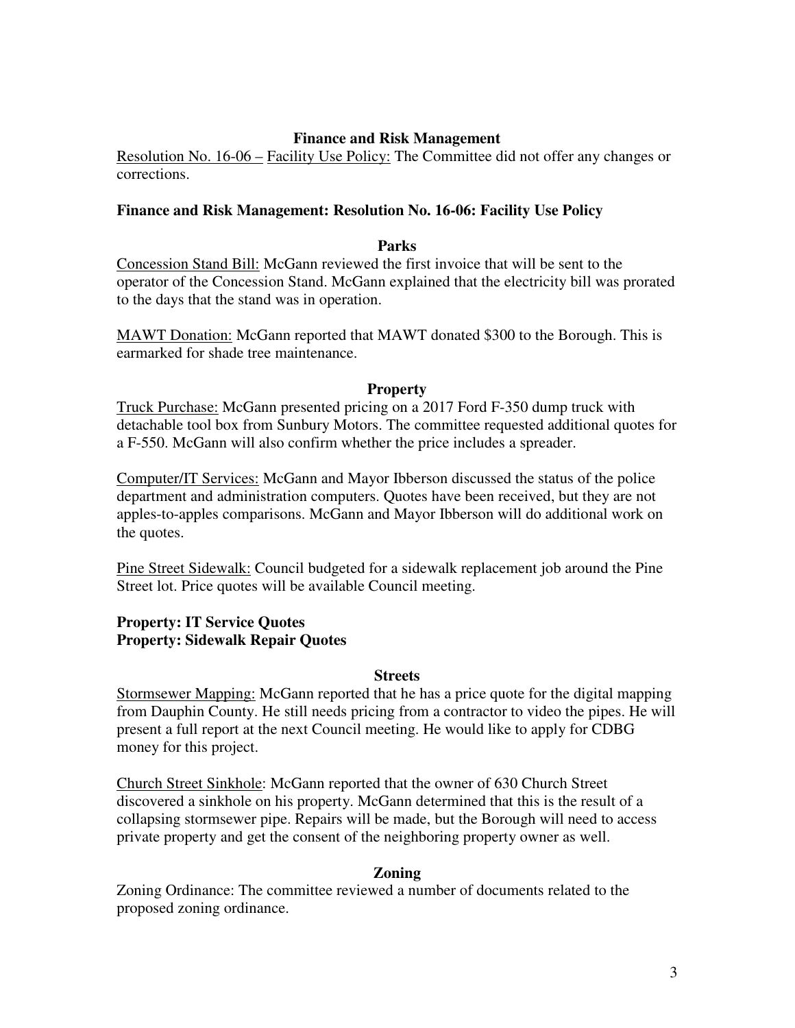## Finance and Risk Management

Resolution No. 16-06 – Facility Use Policy: The Committee did not offer any changes or corrections.

**Finance and Risk Management: Resolution No. 16-06: Facility Use Policy**

## Parks

Concession Stand Bill: McGann reviewed the first invoice that will be sent to the operator of the Concession Stand. McGann explained that the electricity bill was prorated to the days that the stand was in operation.

MAWT Donation: McGann reported that MAWT donated $300 to the Borough. This is earmarked for shade tree maintenance.

## Property

Truck Purchase: McGann presented pricing on a 2017 Ford F-350 dump truck with detachable tool box from Sunbury Motors. The committee requested additional quotes for a F-550. McGann will also confirm whether the price includes a spreader.

Computer/IT Services: McGann and Mayor Ibberson discussed the status of the police department and administration computers. Quotes have been received, but they are not apples-to-apples comparisons. McGann and Mayor Ibberson will do additional work on the quotes.

Pine Street Sidewalk: Council budgeted for a sidewalk replacement job around the Pine Street lot. Price quotes will be available Council meeting.

**Property: IT Service Quotes**
**Property: Sidewalk Repair Quotes**

## Streets

Stormsewer Mapping: McGann reported that he has a price quote for the digital mapping from Dauphin County. He still needs pricing from a contractor to video the pipes. He will present a full report at the next Council meeting. He would like to apply for CDBG money for this project.

Church Street Sinkhole: McGann reported that the owner of 630 Church Street discovered a sinkhole on his property. McGann determined that this is the result of a collapsing stormsewer pipe. Repairs will be made, but the Borough will need to access private property and get the consent of the neighboring property owner as well.

## Zoning

Zoning Ordinance: The committee reviewed a number of documents related to the proposed zoning ordinance.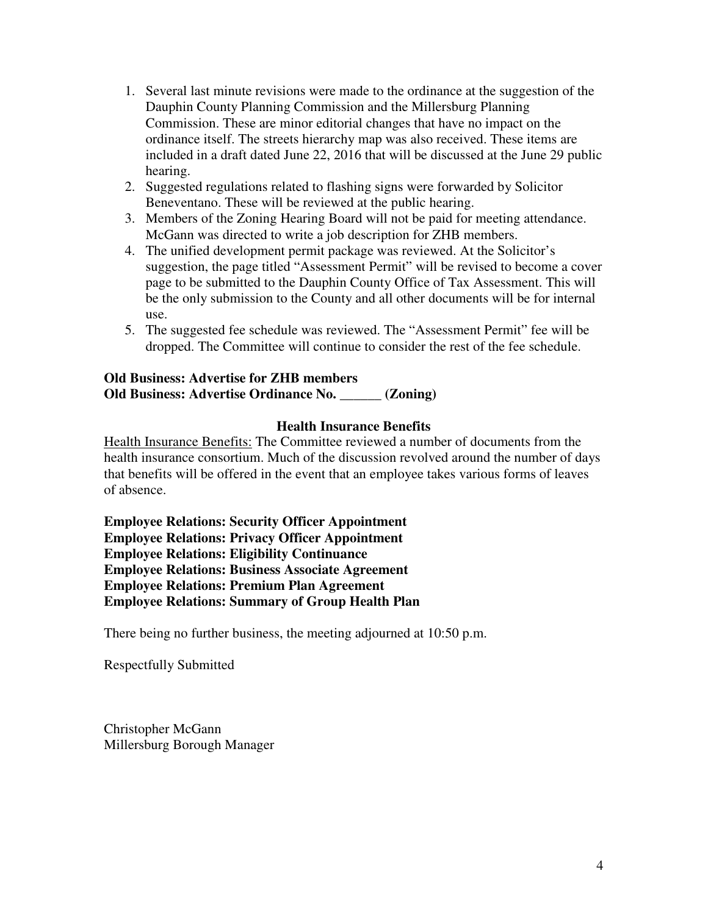1. Several last minute revisions were made to the ordinance at the suggestion of the Dauphin County Planning Commission and the Millersburg Planning Commission. These are minor editorial changes that have no impact on the ordinance itself. The streets hierarchy map was also received. These items are included in a draft dated June 22, 2016 that will be discussed at the June 29 public hearing.
2. Suggested regulations related to flashing signs were forwarded by Solicitor Beneventano. These will be reviewed at the public hearing.
3. Members of the Zoning Hearing Board will not be paid for meeting attendance. McGann was directed to write a job description for ZHB members.
4. The unified development permit package was reviewed. At the Solicitor's suggestion, the page titled "Assessment Permit" will be revised to become a cover page to be submitted to the Dauphin County Office of Tax Assessment. This will be the only submission to the County and all other documents will be for internal use.
5. The suggested fee schedule was reviewed. The "Assessment Permit" fee will be dropped. The Committee will continue to consider the rest of the fee schedule.

**Old Business: Advertise for ZHB members**
**Old Business: Advertise Ordinance No. ______ (Zoning)**

### Health Insurance Benefits

Health Insurance Benefits: The Committee reviewed a number of documents from the health insurance consortium. Much of the discussion revolved around the number of days that benefits will be offered in the event that an employee takes various forms of leaves of absence.

**Employee Relations: Security Officer Appointment**
**Employee Relations: Privacy Officer Appointment**
**Employee Relations: Eligibility Continuance**
**Employee Relations: Business Associate Agreement**
**Employee Relations: Premium Plan Agreement**
**Employee Relations: Summary of Group Health Plan**

There being no further business, the meeting adjourned at 10:50 p.m.

Respectfully Submitted

Christopher McGann
Millersburg Borough Manager